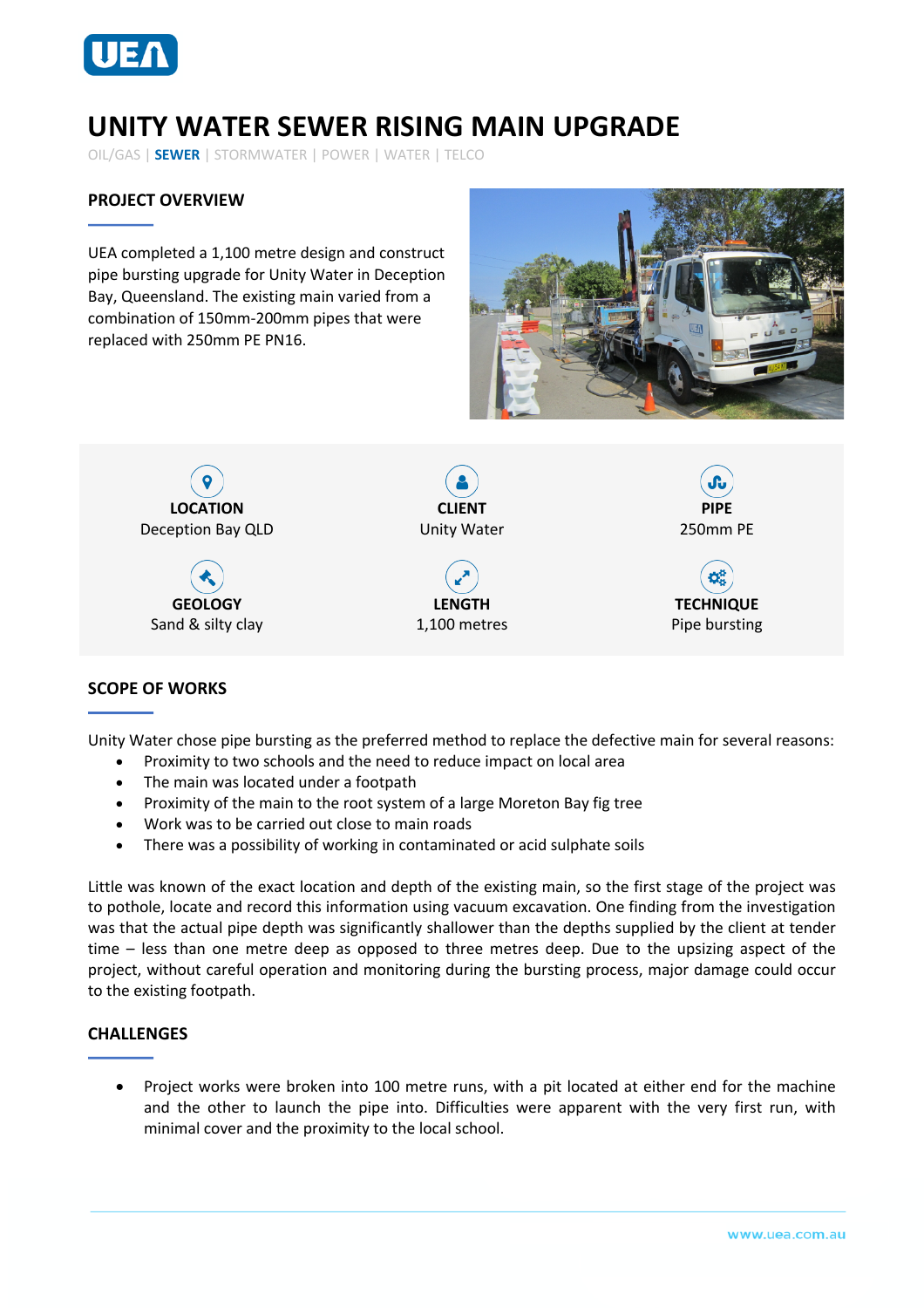# UNITY WATER SEWER RISING MAIN UPGRADE

OIL/GAS | **SEWER** | STORMWATER | POWER | WATER | TELCO

## PROJECT OVERVIEW

UEA completed a 1,100 metre design and construct pipe bursting upgrade for Unity Water in Deception Bay, Queensland. The existing main varied from a combination of 150mm-200mm pipes that were replaced with 250mm PE PN16.

**LOCATION**
Deception Bay QLD

**CLIENT**
Unity Water

**PIPE**
250mm PE

**GEOLOGY**
Sand & silty clay

**LENGTH**
1,100 metres

**TECHNIQUE**
Pipe bursting

## SCOPE OF WORKS

Unity Water chose pipe bursting as the preferred method to replace the defective main for several reasons:

- Proximity to two schools and the need to reduce impact on local area
- The main was located under a footpath
- Proximity of the main to the root system of a large Moreton Bay fig tree
- Work was to be carried out close to main roads
- There was a possibility of working in contaminated or acid sulphate soils

Little was known of the exact location and depth of the existing main, so the first stage of the project was to pothole, locate and record this information using vacuum excavation. One finding from the investigation was that the actual pipe depth was significantly shallower than the depths supplied by the client at tender time – less than one metre deep as opposed to three metres deep. Due to the upsizing aspect of the project, without careful operation and monitoring during the bursting process, major damage could occur to the existing footpath.

## CHALLENGES

- Project works were broken into 100 metre runs, with a pit located at either end for the machine and the other to launch the pipe into. Difficulties were apparent with the very first run, with minimal cover and the proximity to the local school.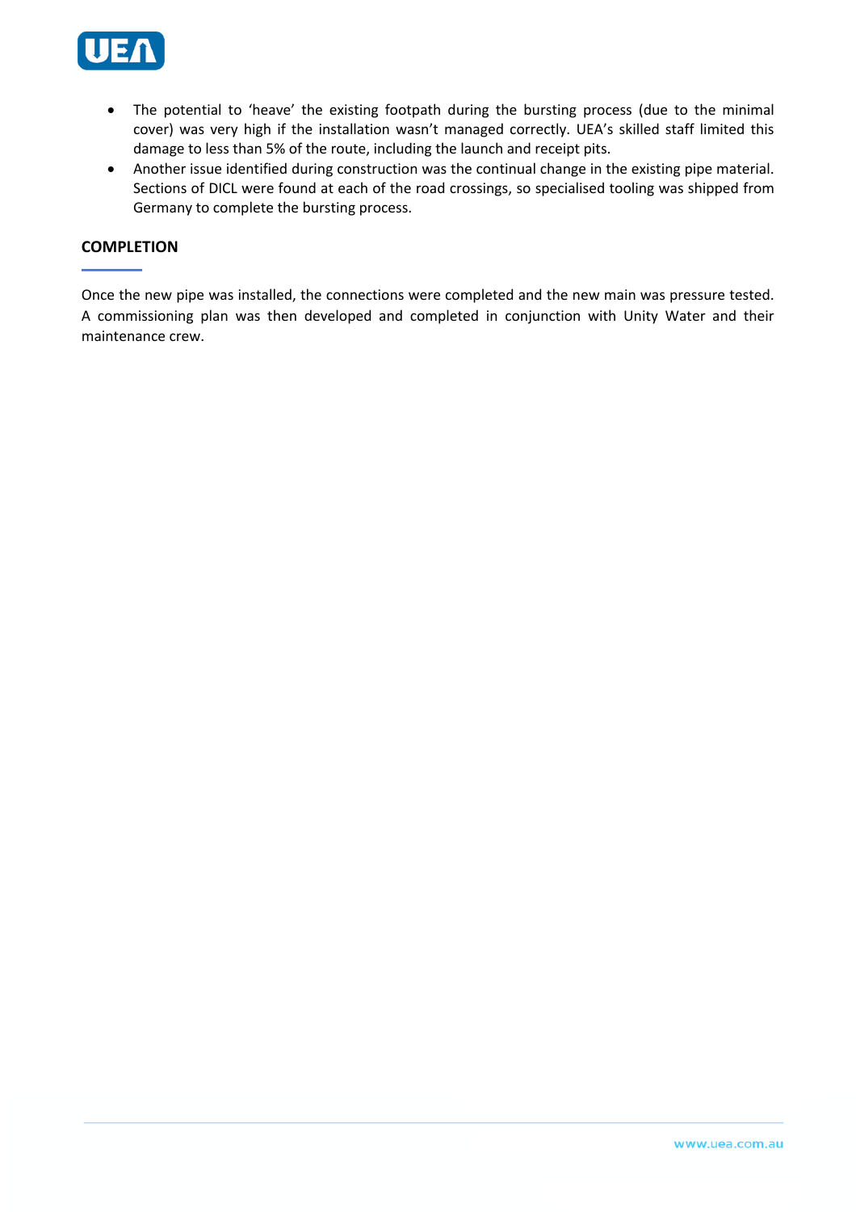- The potential to 'heave' the existing footpath during the bursting process (due to the minimal cover) was very high if the installation wasn't managed correctly. UEA's skilled staff limited this damage to less than 5% of the route, including the launch and receipt pits.
- Another issue identified during construction was the continual change in the existing pipe material. Sections of DICL were found at each of the road crossings, so specialised tooling was shipped from Germany to complete the bursting process.

## COMPLETION

Once the new pipe was installed, the connections were completed and the new main was pressure tested. A commissioning plan was then developed and completed in conjunction with Unity Water and their maintenance crew.